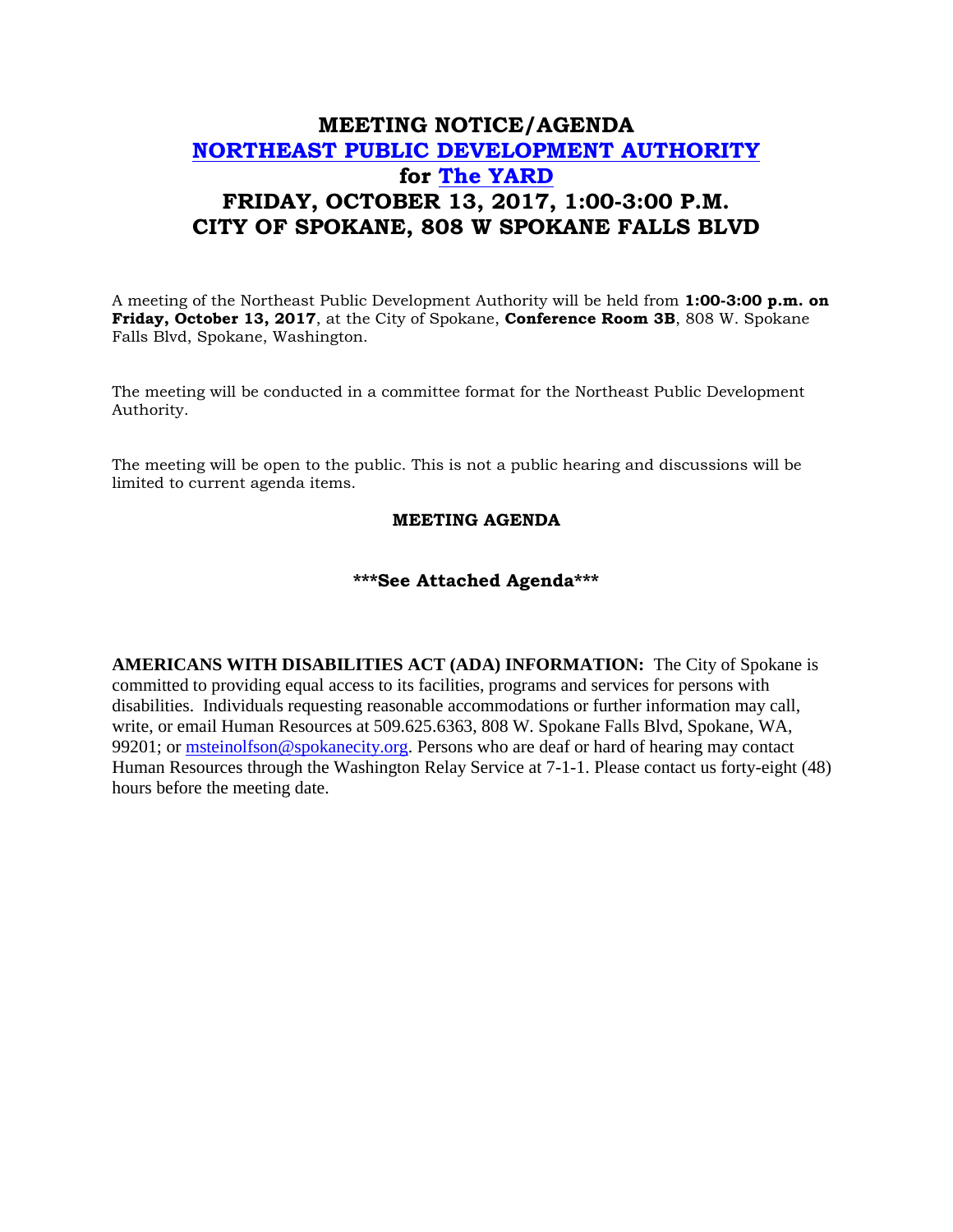# MEETING NOTICE/AGENDA
# NORTHEAST PUBLIC DEVELOPMENT AUTHORITY
# for The YARD
# FRIDAY, OCTOBER 13, 2017, 1:00-3:00 P.M.
# CITY OF SPOKANE, 808 W SPOKANE FALLS BLVD

A meeting of the Northeast Public Development Authority will be held from **1:00-3:00 p.m. on Friday, October 13, 2017**, at the City of Spokane, **Conference Room 3B**, 808 W. Spokane Falls Blvd, Spokane, Washington.

The meeting will be conducted in a committee format for the Northeast Public Development Authority.

The meeting will be open to the public. This is not a public hearing and discussions will be limited to current agenda items.

**MEETING AGENDA**

**\*\*\*See Attached Agenda\*\*\***

**AMERICANS WITH DISABILITIES ACT (ADA) INFORMATION:** The City of Spokane is committed to providing equal access to its facilities, programs and services for persons with disabilities. Individuals requesting reasonable accommodations or further information may call, write, or email Human Resources at 509.625.6363, 808 W. Spokane Falls Blvd, Spokane, WA, 99201; or msteinolfson@spokanecity.org. Persons who are deaf or hard of hearing may contact Human Resources through the Washington Relay Service at 7-1-1. Please contact us forty-eight (48) hours before the meeting date.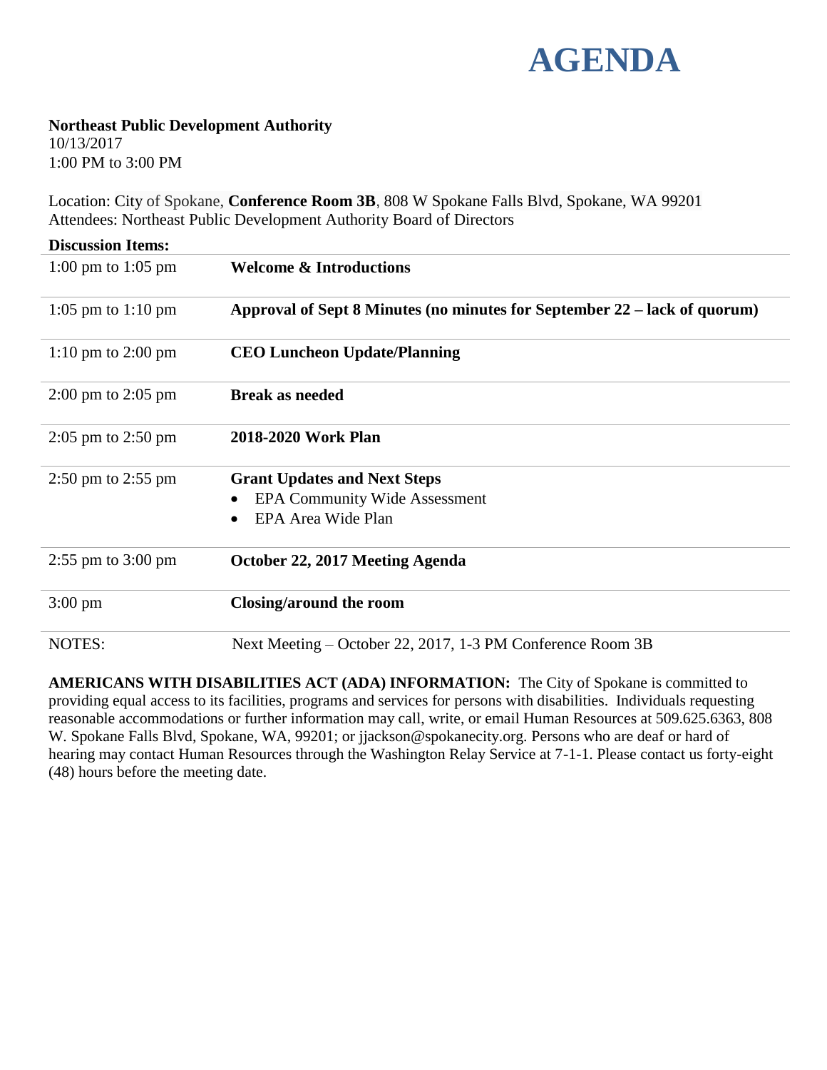# AGENDA

**Northeast Public Development Authority**
10/13/2017
1:00 PM to 3:00 PM

Location: City of Spokane, **Conference Room 3B**, 808 W Spokane Falls Blvd, Spokane, WA 99201
Attendees: Northeast Public Development Authority Board of Directors

**Discussion Items:**

| | |
|---|---|
| 1:00 pm to 1:05 pm | **Welcome & Introductions** |
| 1:05 pm to 1:10 pm | **Approval of Sept 8 Minutes (no minutes for September 22 – lack of quorum)** |
| 1:10 pm to 2:00 pm | **CEO Luncheon Update/Planning** |
| 2:00 pm to 2:05 pm | **Break as needed** |
| 2:05 pm to 2:50 pm | **2018-2020 Work Plan** |
| 2:50 pm to 2:55 pm | **Grant Updates and Next Steps**<br>• EPA Community Wide Assessment<br>• EPA Area Wide Plan |
| 2:55 pm to 3:00 pm | **October 22, 2017 Meeting Agenda** |
| 3:00 pm | **Closing/around the room** |
| NOTES: | Next Meeting – October 22, 2017, 1-3 PM Conference Room 3B |

**AMERICANS WITH DISABILITIES ACT (ADA) INFORMATION:** The City of Spokane is committed to providing equal access to its facilities, programs and services for persons with disabilities. Individuals requesting reasonable accommodations or further information may call, write, or email Human Resources at 509.625.6363, 808 W. Spokane Falls Blvd, Spokane, WA, 99201; or jjackson@spokanecity.org. Persons who are deaf or hard of hearing may contact Human Resources through the Washington Relay Service at 7-1-1. Please contact us forty-eight (48) hours before the meeting date.